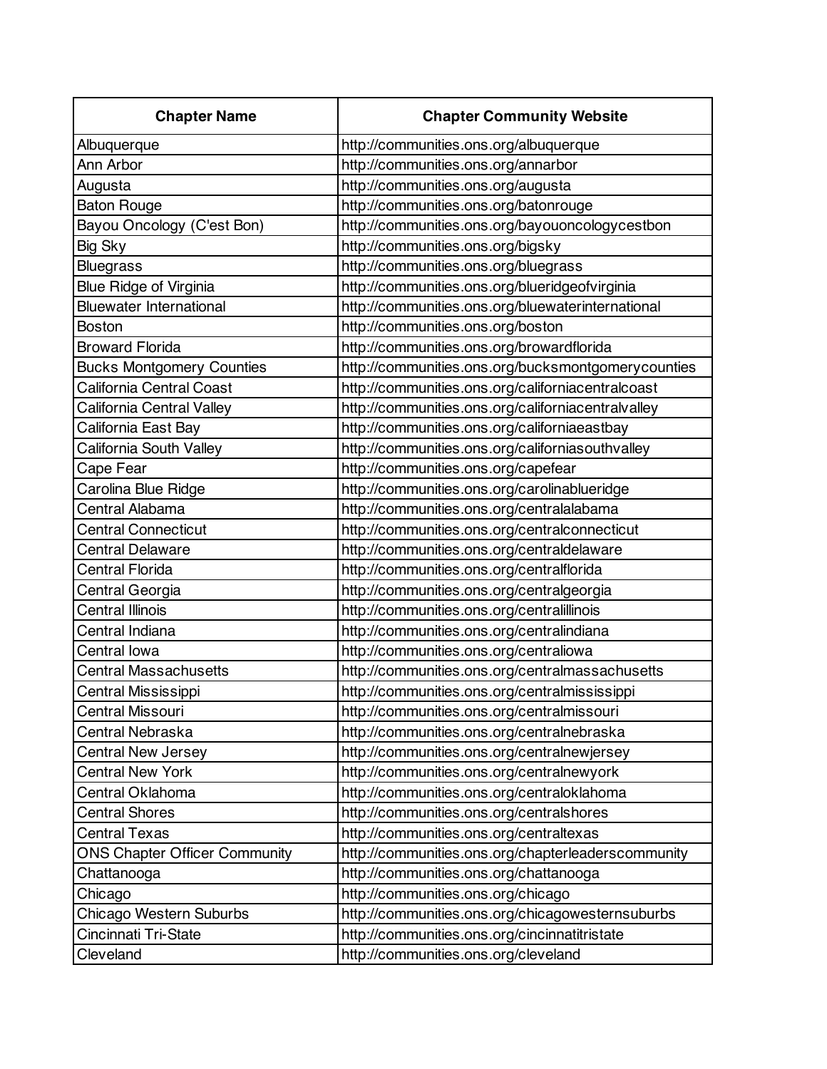| Chapter Name | Chapter Community Website |
|---|---|
| Albuquerque | http://communities.ons.org/albuquerque |
| Ann Arbor | http://communities.ons.org/annarbor |
| Augusta | http://communities.ons.org/augusta |
| Baton Rouge | http://communities.ons.org/batonrouge |
| Bayou Oncology (C'est Bon) | http://communities.ons.org/bayouoncologycestbon |
| Big Sky | http://communities.ons.org/bigsky |
| Bluegrass | http://communities.ons.org/bluegrass |
| Blue Ridge of Virginia | http://communities.ons.org/blueridgeofvirginia |
| Bluewater International | http://communities.ons.org/bluewaterinternational |
| Boston | http://communities.ons.org/boston |
| Broward Florida | http://communities.ons.org/browardflorida |
| Bucks Montgomery Counties | http://communities.ons.org/bucksmontgomerycounties |
| California Central Coast | http://communities.ons.org/californiacentralcoast |
| California Central Valley | http://communities.ons.org/californiacentralvalley |
| California East Bay | http://communities.ons.org/californiaeastbay |
| California South Valley | http://communities.ons.org/californiasouthvalley |
| Cape Fear | http://communities.ons.org/capefear |
| Carolina Blue Ridge | http://communities.ons.org/carolinablueridge |
| Central Alabama | http://communities.ons.org/centralalabama |
| Central Connecticut | http://communities.ons.org/centralconnecticut |
| Central Delaware | http://communities.ons.org/centraldelaware |
| Central Florida | http://communities.ons.org/centralflorida |
| Central Georgia | http://communities.ons.org/centralgeorgia |
| Central Illinois | http://communities.ons.org/centralillinois |
| Central Indiana | http://communities.ons.org/centralindiana |
| Central Iowa | http://communities.ons.org/centraliowa |
| Central Massachusetts | http://communities.ons.org/centralmassachusetts |
| Central Mississippi | http://communities.ons.org/centralmississippi |
| Central Missouri | http://communities.ons.org/centralmissouri |
| Central Nebraska | http://communities.ons.org/centralnebraska |
| Central New Jersey | http://communities.ons.org/centralnewjersey |
| Central New York | http://communities.ons.org/centralnewyork |
| Central Oklahoma | http://communities.ons.org/centraloklahoma |
| Central Shores | http://communities.ons.org/centralshores |
| Central Texas | http://communities.ons.org/centraltexas |
| ONS Chapter Officer Community | http://communities.ons.org/chapterleaderscommunity |
| Chattanooga | http://communities.ons.org/chattanooga |
| Chicago | http://communities.ons.org/chicago |
| Chicago Western Suburbs | http://communities.ons.org/chicagowesternsuburbs |
| Cincinnati Tri-State | http://communities.ons.org/cincinnatitristate |
| Cleveland | http://communities.ons.org/cleveland |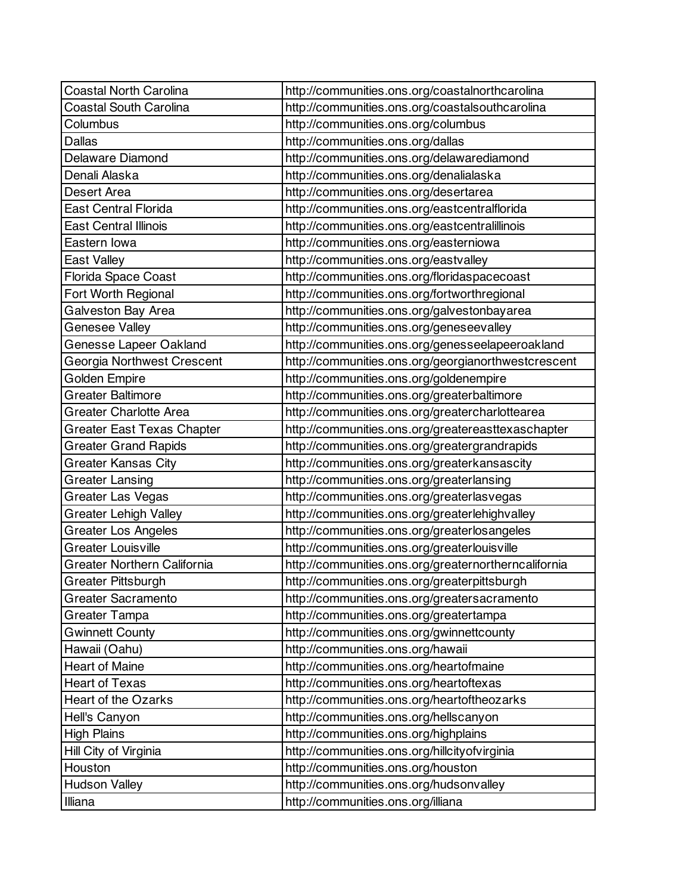| | |
|---|---|
| Coastal North Carolina | http://communities.ons.org/coastalnorthcarolina |
| Coastal South Carolina | http://communities.ons.org/coastalsouthcarolina |
| Columbus | http://communities.ons.org/columbus |
| Dallas | http://communities.ons.org/dallas |
| Delaware Diamond | http://communities.ons.org/delawarediamond |
| Denali Alaska | http://communities.ons.org/denalialaska |
| Desert Area | http://communities.ons.org/desertarea |
| East Central Florida | http://communities.ons.org/eastcentralflorida |
| East Central Illinois | http://communities.ons.org/eastcentralillinois |
| Eastern Iowa | http://communities.ons.org/easterniowa |
| East Valley | http://communities.ons.org/eastvalley |
| Florida Space Coast | http://communities.ons.org/floridaspacecoast |
| Fort Worth Regional | http://communities.ons.org/fortworthregional |
| Galveston Bay Area | http://communities.ons.org/galvestonbayarea |
| Genesee Valley | http://communities.ons.org/geneseevalley |
| Genesse Lapeer Oakland | http://communities.ons.org/genesseelapeeroakland |
| Georgia Northwest Crescent | http://communities.ons.org/georgianorthwestcrescent |
| Golden Empire | http://communities.ons.org/goldenempire |
| Greater Baltimore | http://communities.ons.org/greaterbaltimore |
| Greater Charlotte Area | http://communities.ons.org/greatercharlottearea |
| Greater East Texas Chapter | http://communities.ons.org/greatereasttexaschapter |
| Greater Grand Rapids | http://communities.ons.org/greatergrandrapids |
| Greater Kansas City | http://communities.ons.org/greaterkansascity |
| Greater Lansing | http://communities.ons.org/greaterlansing |
| Greater Las Vegas | http://communities.ons.org/greaterlasvegas |
| Greater Lehigh Valley | http://communities.ons.org/greaterlehighvalley |
| Greater Los Angeles | http://communities.ons.org/greaterlosangeles |
| Greater Louisville | http://communities.ons.org/greaterlouisville |
| Greater Northern California | http://communities.ons.org/greaternortherncalifornia |
| Greater Pittsburgh | http://communities.ons.org/greaterpittsburgh |
| Greater Sacramento | http://communities.ons.org/greatersacramento |
| Greater Tampa | http://communities.ons.org/greatertampa |
| Gwinnett County | http://communities.ons.org/gwinnettcounty |
| Hawaii (Oahu) | http://communities.ons.org/hawaii |
| Heart of Maine | http://communities.ons.org/heartofmaine |
| Heart of Texas | http://communities.ons.org/heartoftexas |
| Heart of the Ozarks | http://communities.ons.org/heartoftheozarks |
| Hell's Canyon | http://communities.ons.org/hellscanyon |
| High Plains | http://communities.ons.org/highplains |
| Hill City of Virginia | http://communities.ons.org/hillcityofvirginia |
| Houston | http://communities.ons.org/houston |
| Hudson Valley | http://communities.ons.org/hudsonvalley |
| Illiana | http://communities.ons.org/illiana |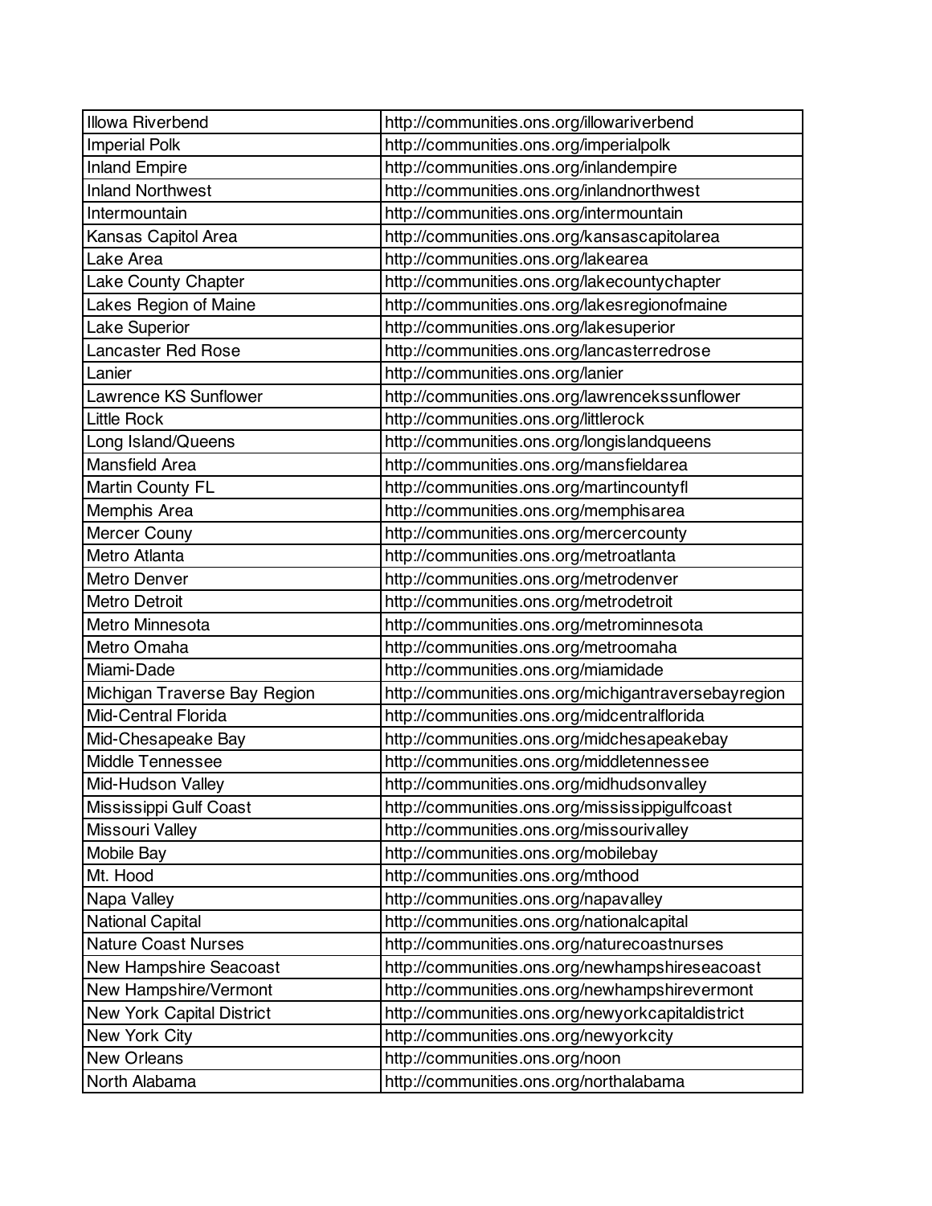| | |
|---|---|
| Illowa Riverbend | http://communities.ons.org/illowariverbend |
| Imperial Polk | http://communities.ons.org/imperialpolk |
| Inland Empire | http://communities.ons.org/inlandempire |
| Inland Northwest | http://communities.ons.org/inlandnorthwest |
| Intermountain | http://communities.ons.org/intermountain |
| Kansas Capitol Area | http://communities.ons.org/kansascapitolarea |
| Lake Area | http://communities.ons.org/lakearea |
| Lake County Chapter | http://communities.ons.org/lakecountychapter |
| Lakes Region of Maine | http://communities.ons.org/lakesregionofmaine |
| Lake Superior | http://communities.ons.org/lakesuperior |
| Lancaster Red Rose | http://communities.ons.org/lancasterredrose |
| Lanier | http://communities.ons.org/lanier |
| Lawrence KS Sunflower | http://communities.ons.org/lawrencekssunflower |
| Little Rock | http://communities.ons.org/littlerock |
| Long Island/Queens | http://communities.ons.org/longislandqueens |
| Mansfield Area | http://communities.ons.org/mansfieldarea |
| Martin County FL | http://communities.ons.org/martincountyfl |
| Memphis Area | http://communities.ons.org/memphisarea |
| Mercer Couny | http://communities.ons.org/mercercounty |
| Metro Atlanta | http://communities.ons.org/metroatlanta |
| Metro Denver | http://communities.ons.org/metrodenver |
| Metro Detroit | http://communities.ons.org/metrodetroit |
| Metro Minnesota | http://communities.ons.org/metrominnesota |
| Metro Omaha | http://communities.ons.org/metroomaha |
| Miami-Dade | http://communities.ons.org/miamidade |
| Michigan Traverse Bay Region | http://communities.ons.org/michigantraversebayregion |
| Mid-Central Florida | http://communities.ons.org/midcentralflorida |
| Mid-Chesapeake Bay | http://communities.ons.org/midchesapeakebay |
| Middle Tennessee | http://communities.ons.org/middletennessee |
| Mid-Hudson Valley | http://communities.ons.org/midhudsonvalley |
| Mississippi Gulf Coast | http://communities.ons.org/mississippigulfcoast |
| Missouri Valley | http://communities.ons.org/missourivalley |
| Mobile Bay | http://communities.ons.org/mobilebay |
| Mt. Hood | http://communities.ons.org/mthood |
| Napa Valley | http://communities.ons.org/napavalley |
| National Capital | http://communities.ons.org/nationalcapital |
| Nature Coast Nurses | http://communities.ons.org/naturecoastnurses |
| New Hampshire Seacoast | http://communities.ons.org/newhampshireseacoast |
| New Hampshire/Vermont | http://communities.ons.org/newhampshirevermont |
| New York Capital District | http://communities.ons.org/newyorkcapitaldistrict |
| New York City | http://communities.ons.org/newyorkcity |
| New Orleans | http://communities.ons.org/noon |
| North Alabama | http://communities.ons.org/northalabama |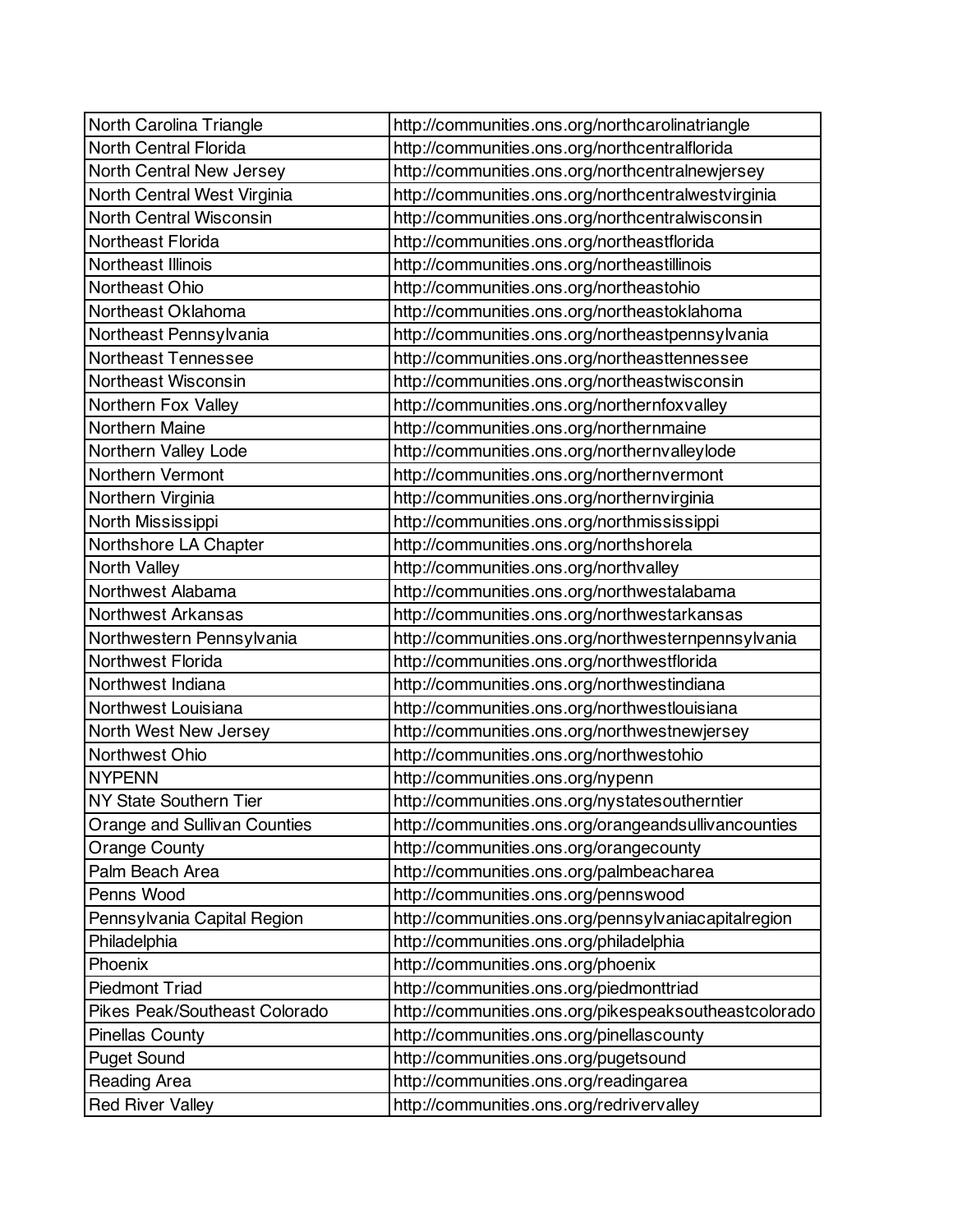| North Carolina Triangle | http://communities.ons.org/northcarolinatriangle |
|---|---|
| North Central Florida | http://communities.ons.org/northcentralflorida |
| North Central New Jersey | http://communities.ons.org/northcentralnewjersey |
| North Central West Virginia | http://communities.ons.org/northcentralwestvirginia |
| North Central Wisconsin | http://communities.ons.org/northcentralwisconsin |
| Northeast Florida | http://communities.ons.org/northeastflorida |
| Northeast Illinois | http://communities.ons.org/northeastillinois |
| Northeast Ohio | http://communities.ons.org/northeastohio |
| Northeast Oklahoma | http://communities.ons.org/northeastoklahoma |
| Northeast Pennsylvania | http://communities.ons.org/northeastpennsylvania |
| Northeast Tennessee | http://communities.ons.org/northeasttennessee |
| Northeast Wisconsin | http://communities.ons.org/northeastwisconsin |
| Northern Fox Valley | http://communities.ons.org/northernfoxvalley |
| Northern Maine | http://communities.ons.org/northernmaine |
| Northern Valley Lode | http://communities.ons.org/northernvalleylode |
| Northern Vermont | http://communities.ons.org/northernvermont |
| Northern Virginia | http://communities.ons.org/northernvirginia |
| North Mississippi | http://communities.ons.org/northmississippi |
| Northshore LA Chapter | http://communities.ons.org/northshorela |
| North Valley | http://communities.ons.org/northvalley |
| Northwest Alabama | http://communities.ons.org/northwestalabama |
| Northwest Arkansas | http://communities.ons.org/northwestarkansas |
| Northwestern Pennsylvania | http://communities.ons.org/northwesternpennsylvania |
| Northwest Florida | http://communities.ons.org/northwestflorida |
| Northwest Indiana | http://communities.ons.org/northwestindiana |
| Northwest Louisiana | http://communities.ons.org/northwestlouisiana |
| North West New Jersey | http://communities.ons.org/northwestnewjersey |
| Northwest Ohio | http://communities.ons.org/northwestohio |
| NYPENN | http://communities.ons.org/nypenn |
| NY State Southern Tier | http://communities.ons.org/nystatesoutherntier |
| Orange and Sullivan Counties | http://communities.ons.org/orangeandsullivancounties |
| Orange County | http://communities.ons.org/orangecounty |
| Palm Beach Area | http://communities.ons.org/palmbeacharea |
| Penns Wood | http://communities.ons.org/pennswood |
| Pennsylvania Capital Region | http://communities.ons.org/pennsylvaniacapitalregion |
| Philadelphia | http://communities.ons.org/philadelphia |
| Phoenix | http://communities.ons.org/phoenix |
| Piedmont Triad | http://communities.ons.org/piedmonttriad |
| Pikes Peak/Southeast Colorado | http://communities.ons.org/pikespeaksoutheastcolorado |
| Pinellas County | http://communities.ons.org/pinellascounty |
| Puget Sound | http://communities.ons.org/pugetsound |
| Reading Area | http://communities.ons.org/readingarea |
| Red River Valley | http://communities.ons.org/redrivervalley |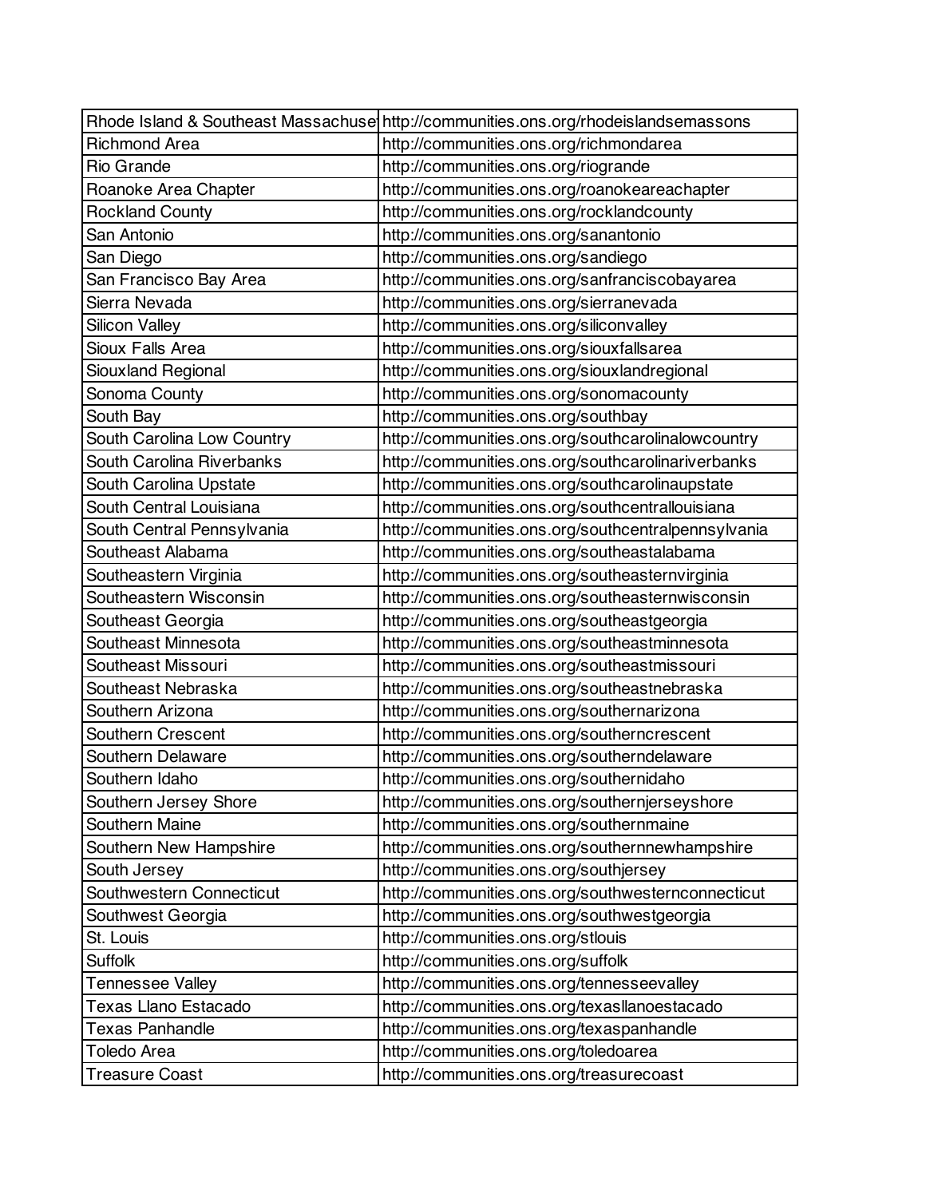| Rhode Island & Southeast Massachuse | http://communities.ons.org/rhodeislandsemassons |
|---|---|
| Richmond Area | http://communities.ons.org/richmondarea |
| Rio Grande | http://communities.ons.org/riogrande |
| Roanoke Area Chapter | http://communities.ons.org/roanokeareachapter |
| Rockland County | http://communities.ons.org/rocklandcounty |
| San Antonio | http://communities.ons.org/sanantonio |
| San Diego | http://communities.ons.org/sandiego |
| San Francisco Bay Area | http://communities.ons.org/sanfranciscobayarea |
| Sierra Nevada | http://communities.ons.org/sierranevada |
| Silicon Valley | http://communities.ons.org/siliconvalley |
| Sioux Falls Area | http://communities.ons.org/siouxfallsarea |
| Siouxland Regional | http://communities.ons.org/siouxlandregional |
| Sonoma County | http://communities.ons.org/sonomacounty |
| South Bay | http://communities.ons.org/southbay |
| South Carolina Low Country | http://communities.ons.org/southcarolinalowcountry |
| South Carolina Riverbanks | http://communities.ons.org/southcarolinariverbanks |
| South Carolina Upstate | http://communities.ons.org/southcarolinaupstate |
| South Central Louisiana | http://communities.ons.org/southcentrallouisiana |
| South Central Pennsylvania | http://communities.ons.org/southcentralpennsylvania |
| Southeast Alabama | http://communities.ons.org/southeastalabama |
| Southeastern Virginia | http://communities.ons.org/southeasternvirginia |
| Southeastern Wisconsin | http://communities.ons.org/southeasternwisconsin |
| Southeast Georgia | http://communities.ons.org/southeastgeorgia |
| Southeast Minnesota | http://communities.ons.org/southeastminnesota |
| Southeast Missouri | http://communities.ons.org/southeastmissouri |
| Southeast Nebraska | http://communities.ons.org/southeastnebraska |
| Southern Arizona | http://communities.ons.org/southernarizona |
| Southern Crescent | http://communities.ons.org/southerncrescent |
| Southern Delaware | http://communities.ons.org/southerndelaware |
| Southern Idaho | http://communities.ons.org/southernidaho |
| Southern Jersey Shore | http://communities.ons.org/southernjerseyshore |
| Southern Maine | http://communities.ons.org/southernmaine |
| Southern New Hampshire | http://communities.ons.org/southernnewhampshire |
| South Jersey | http://communities.ons.org/southjersey |
| Southwestern Connecticut | http://communities.ons.org/southwesternconnecticut |
| Southwest Georgia | http://communities.ons.org/southwestgeorgia |
| St. Louis | http://communities.ons.org/stlouis |
| Suffolk | http://communities.ons.org/suffolk |
| Tennessee Valley | http://communities.ons.org/tennesseevalley |
| Texas Llano Estacado | http://communities.ons.org/texasllanoestacado |
| Texas Panhandle | http://communities.ons.org/texaspanhandle |
| Toledo Area | http://communities.ons.org/toledoarea |
| Treasure Coast | http://communities.ons.org/treasurecoast |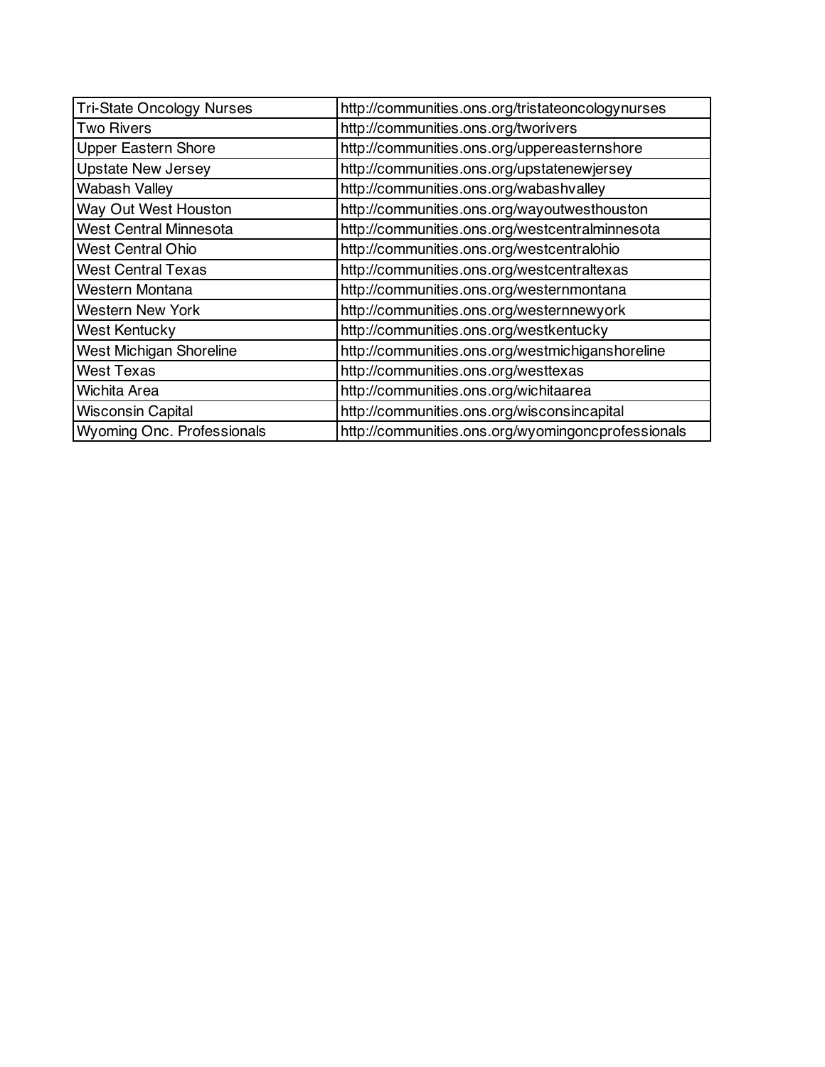| | |
|---|---|
| Tri-State Oncology Nurses | http://communities.ons.org/tristateoncologynurses |
| Two Rivers | http://communities.ons.org/tworivers |
| Upper Eastern Shore | http://communities.ons.org/uppereasternshore |
| Upstate New Jersey | http://communities.ons.org/upstatenewjersey |
| Wabash Valley | http://communities.ons.org/wabashvalley |
| Way Out West Houston | http://communities.ons.org/wayoutwesthouston |
| West Central Minnesota | http://communities.ons.org/westcentralminnesota |
| West Central Ohio | http://communities.ons.org/westcentralohio |
| West Central Texas | http://communities.ons.org/westcentraltexas |
| Western Montana | http://communities.ons.org/westernmontana |
| Western New York | http://communities.ons.org/westernnewyork |
| West Kentucky | http://communities.ons.org/westkentucky |
| West Michigan Shoreline | http://communities.ons.org/westmichiganshoreline |
| West Texas | http://communities.ons.org/westtexas |
| Wichita Area | http://communities.ons.org/wichitaarea |
| Wisconsin Capital | http://communities.ons.org/wisconsincapital |
| Wyoming Onc. Professionals | http://communities.ons.org/wyomingoncprofessionals |